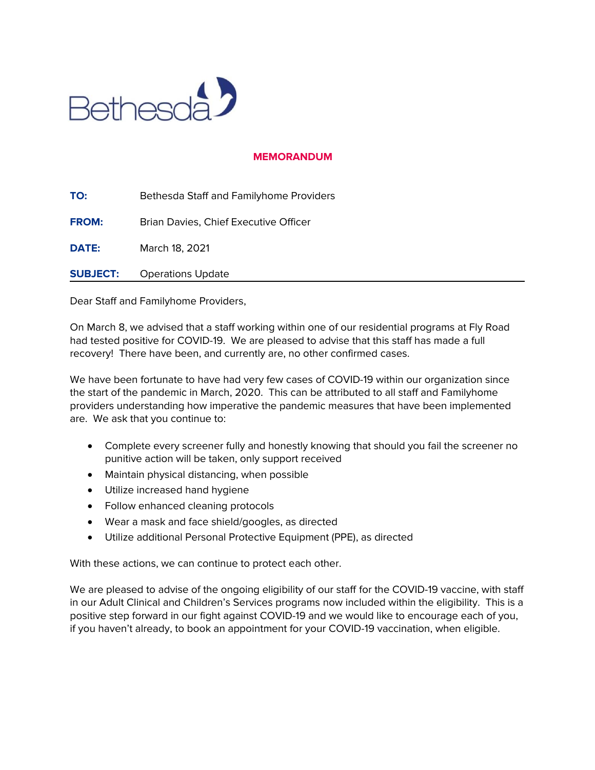Bethesda

## MEMORANDUM

**TO:** Bethesda Staff and Familyhome Providers

**FROM:** Brian Davies, Chief Executive Officer

**DATE:** March 18, 2021

**SUBJECT:** Operations Update

---

Dear Staff and Familyhome Providers,

On March 8, we advised that a staff working within one of our residential programs at Fly Road had tested positive for COVID-19. We are pleased to advise that this staff has made a full recovery! There have been, and currently are, no other confirmed cases.

We have been fortunate to have had very few cases of COVID-19 within our organization since the start of the pandemic in March, 2020. This can be attributed to all staff and Familyhome providers understanding how imperative the pandemic measures that have been implemented are. We ask that you continue to:

- Complete every screener fully and honestly knowing that should you fail the screener no punitive action will be taken, only support received
- Maintain physical distancing, when possible
- Utilize increased hand hygiene
- Follow enhanced cleaning protocols
- Wear a mask and face shield/googles, as directed
- Utilize additional Personal Protective Equipment (PPE), as directed

With these actions, we can continue to protect each other.

We are pleased to advise of the ongoing eligibility of our staff for the COVID-19 vaccine, with staff in our Adult Clinical and Children's Services programs now included within the eligibility. This is a positive step forward in our fight against COVID-19 and we would like to encourage each of you, if you haven't already, to book an appointment for your COVID-19 vaccination, when eligible.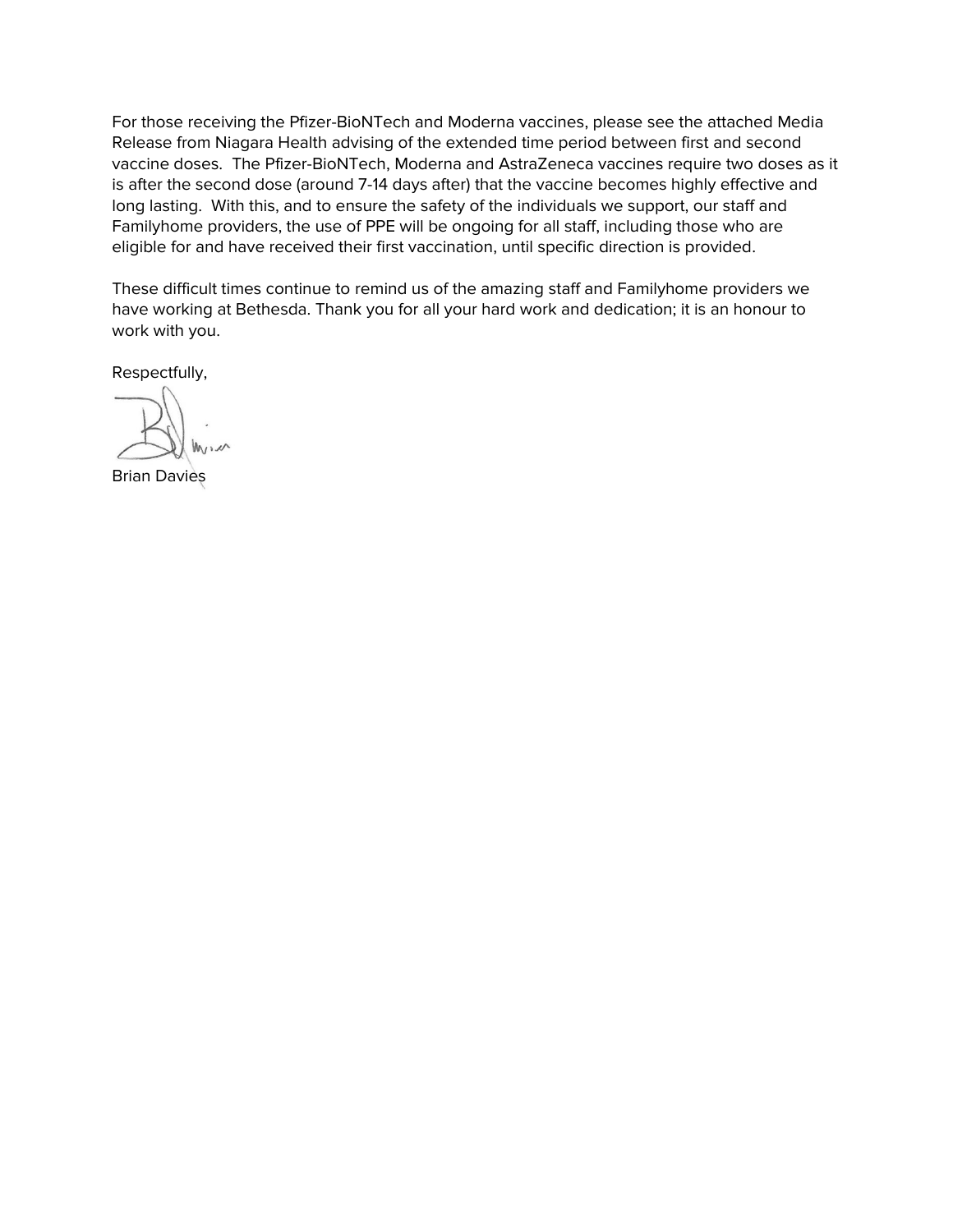For those receiving the Pfizer-BioNTech and Moderna vaccines, please see the attached Media Release from Niagara Health advising of the extended time period between first and second vaccine doses. The Pfizer-BioNTech, Moderna and AstraZeneca vaccines require two doses as it is after the second dose (around 7-14 days after) that the vaccine becomes highly effective and long lasting. With this, and to ensure the safety of the individuals we support, our staff and Familyhome providers, the use of PPE will be ongoing for all staff, including those who are eligible for and have received their first vaccination, until specific direction is provided.

These difficult times continue to remind us of the amazing staff and Familyhome providers we have working at Bethesda. Thank you for all your hard work and dedication; it is an honour to work with you.

Respectfully,

Brian Davies